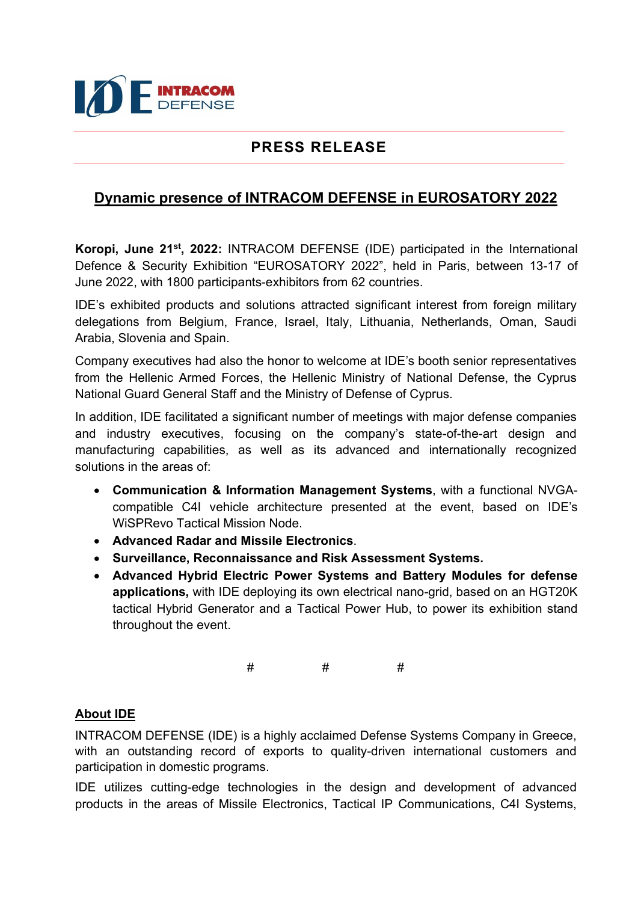INTRACOM DEFENSE

## PRESS RELEASE

# Dynamic presence of INTRACOM DEFENSE in EUROSATORY 2022

**Koropi, June 21st, 2022:** INTRACOM DEFENSE (IDE) participated in the International Defence & Security Exhibition "EUROSATORY 2022", held in Paris, between 13-17 of June 2022, with 1800 participants-exhibitors from 62 countries.

IDE's exhibited products and solutions attracted significant interest from foreign military delegations from Belgium, France, Israel, Italy, Lithuania, Netherlands, Oman, Saudi Arabia, Slovenia and Spain.

Company executives had also the honor to welcome at IDE's booth senior representatives from the Hellenic Armed Forces, the Hellenic Ministry of National Defense, the Cyprus National Guard General Staff and the Ministry of Defense of Cyprus.

In addition, IDE facilitated a significant number of meetings with major defense companies and industry executives, focusing on the company's state-of-the-art design and manufacturing capabilities, as well as its advanced and internationally recognized solutions in the areas of:

- **Communication & Information Management Systems**, with a functional NVGA-compatible C4I vehicle architecture presented at the event, based on IDE's WiSPRevo Tactical Mission Node.
- **Advanced Radar and Missile Electronics**.
- **Surveillance, Reconnaissance and Risk Assessment Systems.**
- **Advanced Hybrid Electric Power Systems and Battery Modules for defense applications,** with IDE deploying its own electrical nano-grid, based on an HGT20K tactical Hybrid Generator and a Tactical Power Hub, to power its exhibition stand throughout the event.

# # #

**About IDE**

INTRACOM DEFENSE (IDE) is a highly acclaimed Defense Systems Company in Greece, with an outstanding record of exports to quality-driven international customers and participation in domestic programs.

IDE utilizes cutting-edge technologies in the design and development of advanced products in the areas of Missile Electronics, Tactical IP Communications, C4I Systems,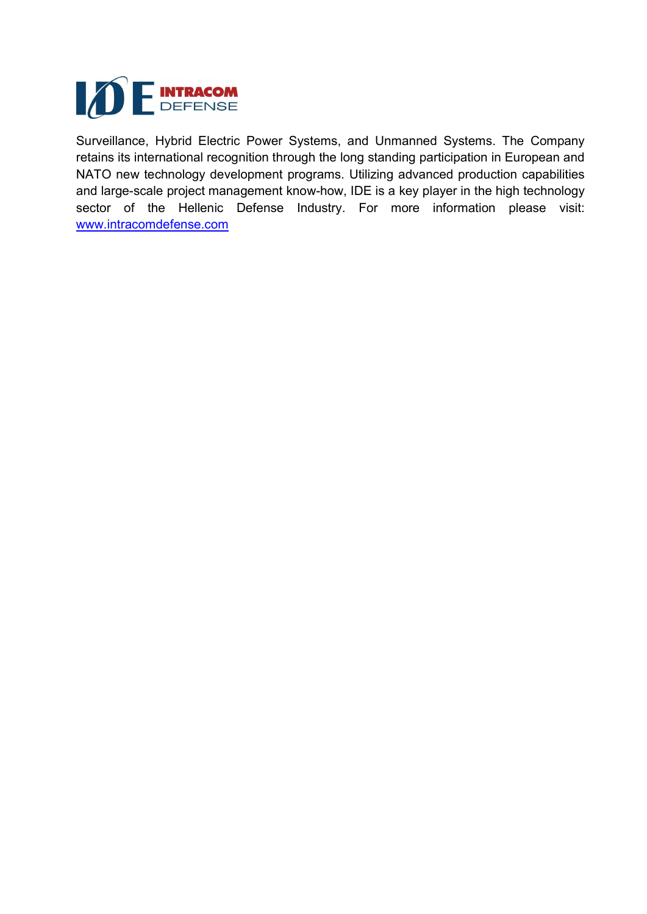Surveillance, Hybrid Electric Power Systems, and Unmanned Systems. The Company retains its international recognition through the long standing participation in European and NATO new technology development programs. Utilizing advanced production capabilities and large-scale project management know-how, IDE is a key player in the high technology sector of the Hellenic Defense Industry. For more information please visit: www.intracomdefense.com